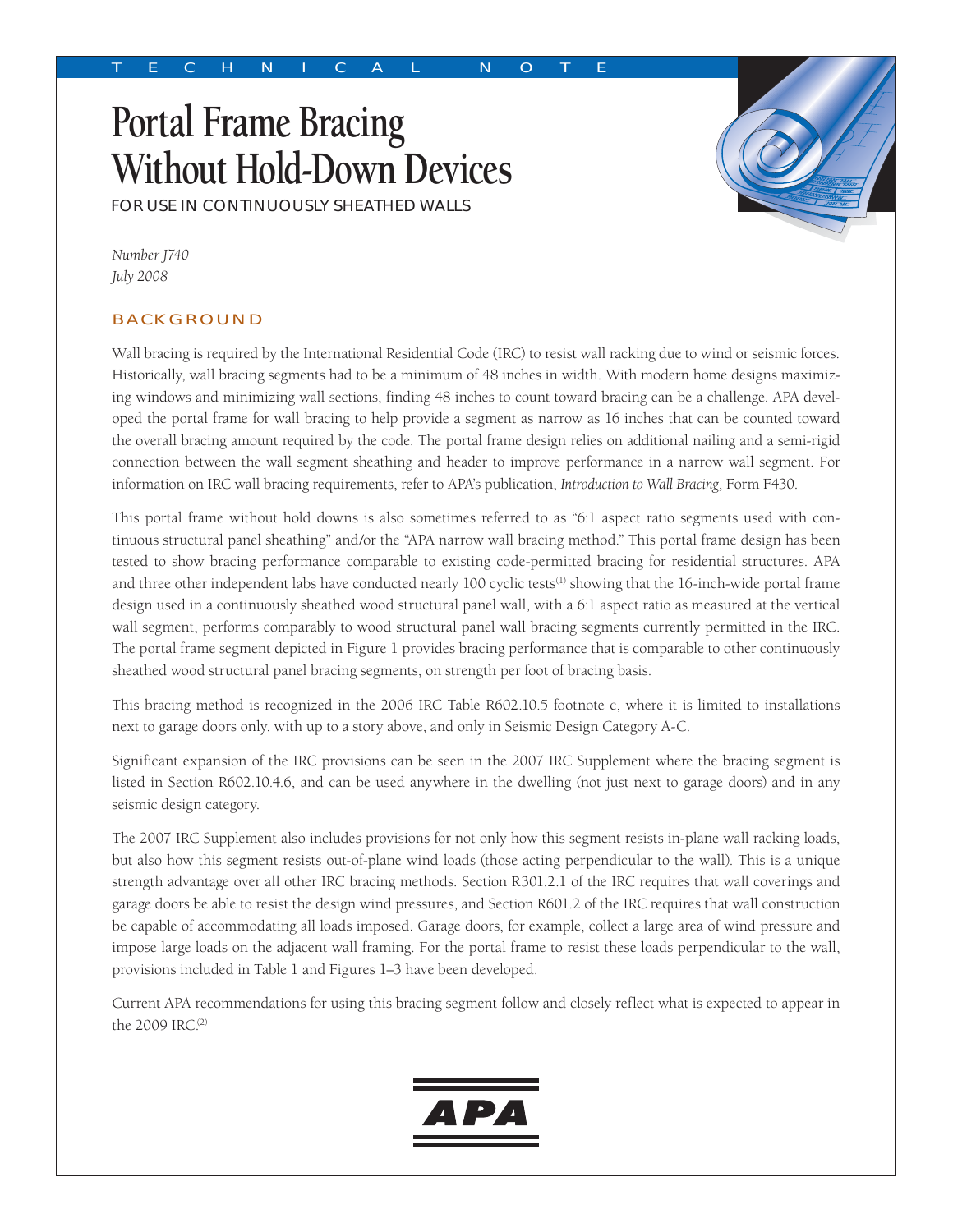TECHNICAL NOTE

# Portal Frame Bracing Without Hold-Down Devices

FOR USE IN CONTINUOUSLY SHEATHED WALLS

*Number J740*
*July 2008*

## BACKGROUND

Wall bracing is required by the International Residential Code (IRC) to resist wall racking due to wind or seismic forces. Historically, wall bracing segments had to be a minimum of 48 inches in width. With modern home designs maximizing windows and minimizing wall sections, finding 48 inches to count toward bracing can be a challenge. APA developed the portal frame for wall bracing to help provide a segment as narrow as 16 inches that can be counted toward the overall bracing amount required by the code. The portal frame design relies on additional nailing and a semi-rigid connection between the wall segment sheathing and header to improve performance in a narrow wall segment. For information on IRC wall bracing requirements, refer to APA's publication, *Introduction to Wall Bracing*, Form F430.

This portal frame without hold downs is also sometimes referred to as "6:1 aspect ratio segments used with continuous structural panel sheathing" and/or the "APA narrow wall bracing method." This portal frame design has been tested to show bracing performance comparable to existing code-permitted bracing for residential structures. APA and three other independent labs have conducted nearly 100 cyclic tests[1] showing that the 16-inch-wide portal frame design used in a continuously sheathed wood structural panel wall, with a 6:1 aspect ratio as measured at the vertical wall segment, performs comparably to wood structural panel wall bracing segments currently permitted in the IRC. The portal frame segment depicted in Figure 1 provides bracing performance that is comparable to other continuously sheathed wood structural panel bracing segments, on strength per foot of bracing basis.

This bracing method is recognized in the 2006 IRC Table R602.10.5 footnote c, where it is limited to installations next to garage doors only, with up to a story above, and only in Seismic Design Category A-C.

Significant expansion of the IRC provisions can be seen in the 2007 IRC Supplement where the bracing segment is listed in Section R602.10.4.6, and can be used anywhere in the dwelling (not just next to garage doors) and in any seismic design category.

The 2007 IRC Supplement also includes provisions for not only how this segment resists in-plane wall racking loads, but also how this segment resists out-of-plane wind loads (those acting perpendicular to the wall). This is a unique strength advantage over all other IRC bracing methods. Section R301.2.1 of the IRC requires that wall coverings and garage doors be able to resist the design wind pressures, and Section R601.2 of the IRC requires that wall construction be capable of accommodating all loads imposed. Garage doors, for example, collect a large area of wind pressure and impose large loads on the adjacent wall framing. For the portal frame to resist these loads perpendicular to the wall, provisions included in Table 1 and Figures 1–3 have been developed.

Current APA recommendations for using this bracing segment follow and closely reflect what is expected to appear in the 2009 IRC.[2]

APA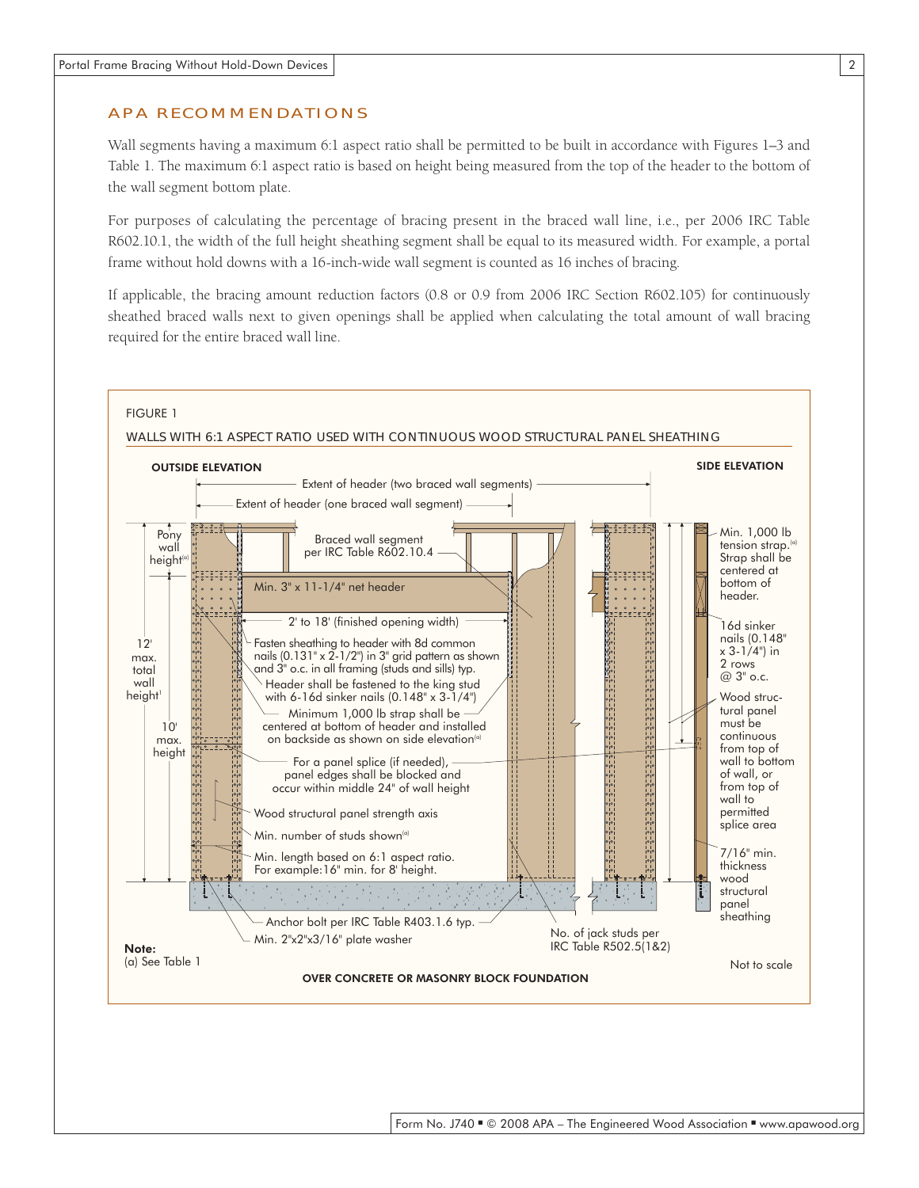## APA RECOMMENDATIONS

Wall segments having a maximum 6:1 aspect ratio shall be permitted to be built in accordance with Figures 1–3 and Table 1. The maximum 6:1 aspect ratio is based on height being measured from the top of the header to the bottom of the wall segment bottom plate.

For purposes of calculating the percentage of bracing present in the braced wall line, i.e., per 2006 IRC Table R602.10.1, the width of the full height sheathing segment shall be equal to its measured width. For example, a portal frame without hold downs with a 16-inch-wide wall segment is counted as 16 inches of bracing.

If applicable, the bracing amount reduction factors (0.8 or 0.9 from 2006 IRC Section R602.105) for continuously sheathed braced walls next to given openings shall be applied when calculating the total amount of wall bracing required for the entire braced wall line.

FIGURE 1

WALLS WITH 6:1 ASPECT RATIO USED WITH CONTINUOUS WOOD STRUCTURAL PANEL SHEATHING

**OUTSIDE ELEVATION**

**SIDE ELEVATION**

- Extent of header (two braced wall segments)
- Extent of header (one braced wall segment)
- Pony wall height[(a)]
- Braced wall segment per IRC Table R602.10.4
- Min. 3" x 11-1/4" net header
- 2' to 18' (finished opening width)
- 12' max. total wall height[1]
- 10' max. height
- Fasten sheathing to header with 8d common nails (0.131" x 2-1/2") in 3" grid pattern as shown and 3" o.c. in all framing (studs and sills) typ.
- Header shall be fastened to the king stud with 6-16d sinker nails (0.148" x 3-1/4")
- Minimum 1,000 lb strap shall be centered at bottom of header and installed on backside as shown on side elevation[(a)]
- For a panel splice (if needed), panel edges shall be blocked and occur within middle 24" of wall height
- Wood structural panel strength axis
- Min. number of studs shown[(a)]
- Min. length based on 6:1 aspect ratio. For example: 16" min. for 8' height.
- Anchor bolt per IRC Table R403.1.6 typ.
- Min. 2"x2"x3/16" plate washer
- No. of jack studs per IRC Table R502.5(1&2)
- Min. 1,000 lb tension strap.[(a)] Strap shall be centered at bottom of header.
- 16d sinker nails (0.148" x 3-1/4") in 2 rows @ 3" o.c.
- Wood structural panel must be continuous from top of wall to bottom of wall, or from top of wall to permitted splice area
- 7/16" min. thickness wood structural panel sheathing

**Note:**
(a) See Table 1

Not to scale

**OVER CONCRETE OR MASONRY BLOCK FOUNDATION**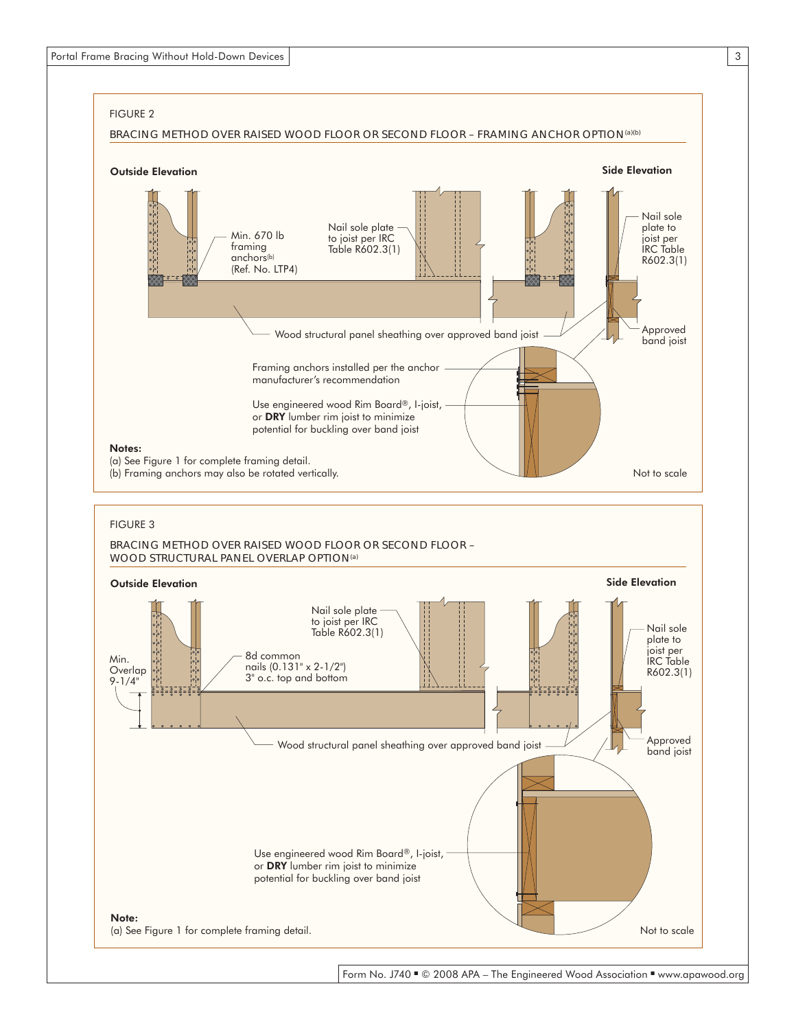FIGURE 2

BRACING METHOD OVER RAISED WOOD FLOOR OR SECOND FLOOR – FRAMING ANCHOR OPTION[(a)(b)]

**Outside Elevation**

**Side Elevation**

Min. 670 lb framing anchors[(b)] (Ref. No. LTP4)

Nail sole plate to joist per IRC Table R602.3(1)

Nail sole plate to joist per IRC Table R602.3(1)

Approved band joist

Wood structural panel sheathing over approved band joist

Framing anchors installed per the anchor manufacturer's recommendation

Use engineered wood Rim Board®, I-joist, or **DRY** lumber rim joist to minimize potential for buckling over band joist

**Notes:**
(a) See Figure 1 for complete framing detail.
(b) Framing anchors may also be rotated vertically.

Not to scale

FIGURE 3

BRACING METHOD OVER RAISED WOOD FLOOR OR SECOND FLOOR – WOOD STRUCTURAL PANEL OVERLAP OPTION[(a)]

**Outside Elevation**

**Side Elevation**

Nail sole plate to joist per IRC Table R602.3(1)

Min. Overlap 9-1/4"

8d common nails (0.131" x 2-1/2") 3" o.c. top and bottom

Nail sole plate to joist per IRC Table R602.3(1)

Approved band joist

Wood structural panel sheathing over approved band joist

Use engineered wood Rim Board®, I-joist, or **DRY** lumber rim joist to minimize potential for buckling over band joist

**Note:**
(a) See Figure 1 for complete framing detail.

Not to scale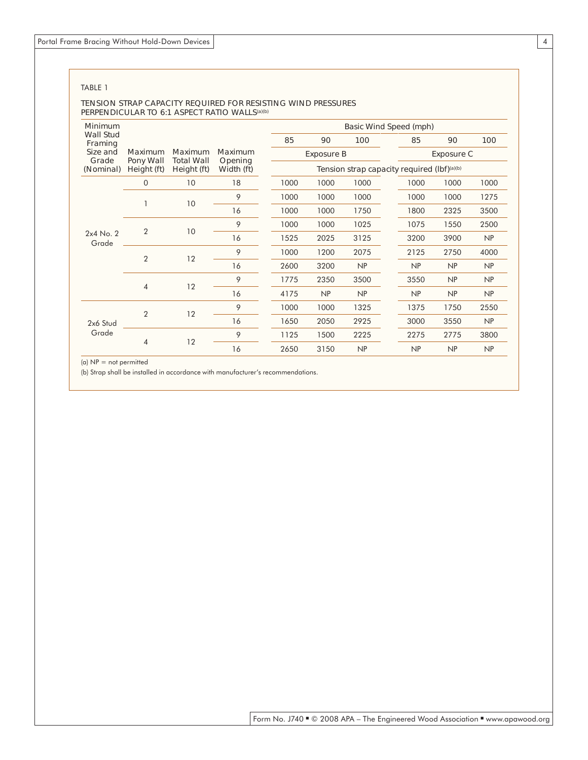TABLE 1

TENSION STRAP CAPACITY REQUIRED FOR RESISTING WIND PRESSURES PERPENDICULAR TO 6:1 ASPECT RATIO WALLS[(a)(b)]

| Minimum Wall Stud Framing Size and Grade (Nominal) | Maximum Pony Wall Height (ft) | Maximum Total Wall Height (ft) | Maximum Opening Width (ft) | Basic Wind Speed (mph) | | | | | |
|---|---|---|---|---|---|---|---|---|---|
| | | | | 85 | 90 | 100 | 85 | 90 | 100 |
| | | | | Exposure B | | | Exposure C | | |
| | | | | Tension strap capacity required (lbf)[(a)(b)] | | | | | |
| 2x4 No. 2 Grade | 0 | 10 | 18 | 1000 | 1000 | 1000 | 1000 | 1000 | 1000 |
| | 1 | 10 | 9 | 1000 | 1000 | 1000 | 1000 | 1000 | 1275 |
| | | | 16 | 1000 | 1000 | 1750 | 1800 | 2325 | 3500 |
| | 2 | 10 | 9 | 1000 | 1000 | 1025 | 1075 | 1550 | 2500 |
| | | | 16 | 1525 | 2025 | 3125 | 3200 | 3900 | NP |
| | 2 | 12 | 9 | 1000 | 1200 | 2075 | 2125 | 2750 | 4000 |
| | | | 16 | 2600 | 3200 | NP | NP | NP | NP |
| | 4 | 12 | 9 | 1775 | 2350 | 3500 | 3550 | NP | NP |
| | | | 16 | 4175 | NP | NP | NP | NP | NP |
| 2x6 Stud Grade | 2 | 12 | 9 | 1000 | 1000 | 1325 | 1375 | 1750 | 2550 |
| | | | 16 | 1650 | 2050 | 2925 | 3000 | 3550 | NP |
| | 4 | 12 | 9 | 1125 | 1500 | 2225 | 2275 | 2775 | 3800 |
| | | | 16 | 2650 | 3150 | NP | NP | NP | NP |

(a) NP = not permitted

(b) Strap shall be installed in accordance with manufacturer's recommendations.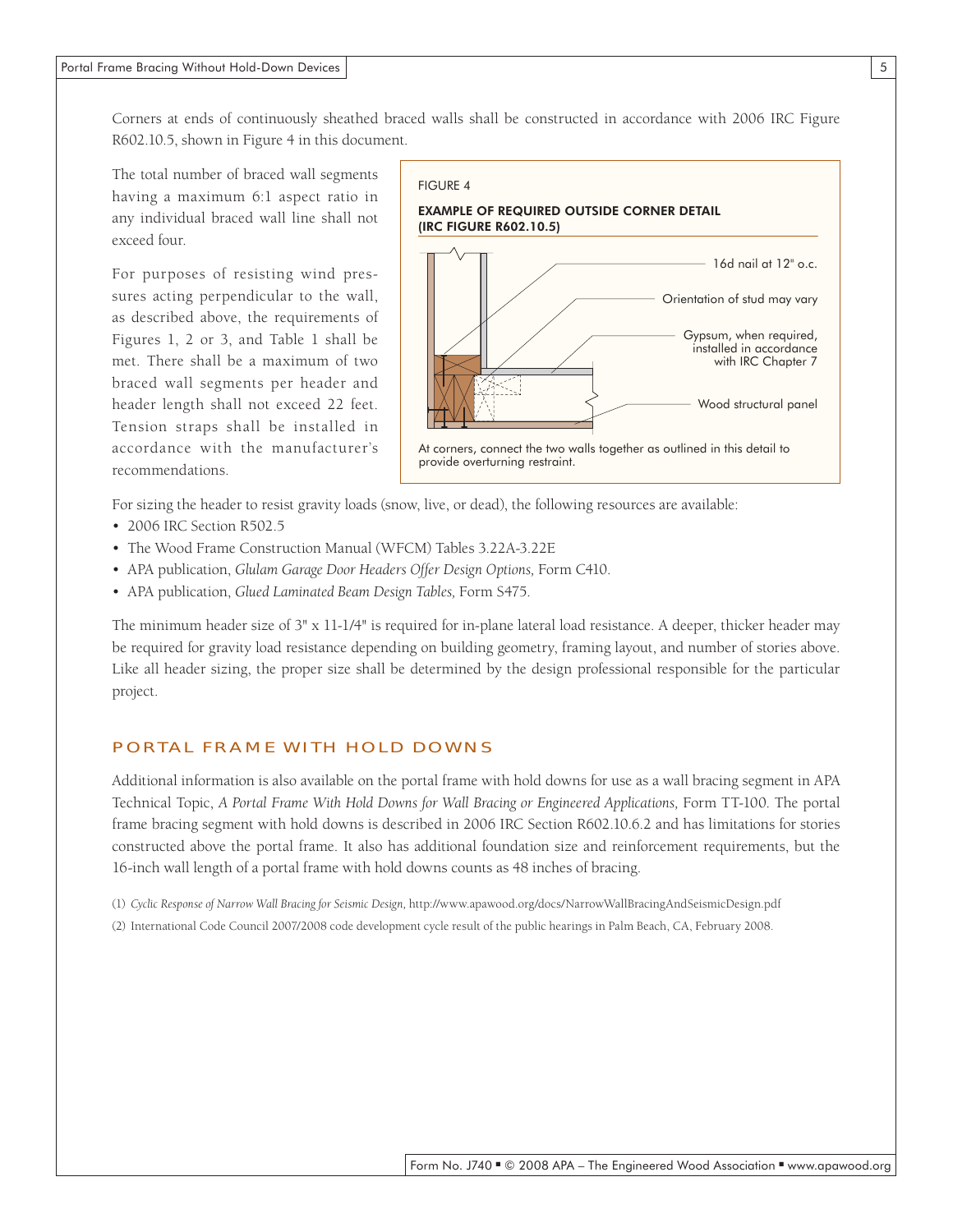Corners at ends of continuously sheathed braced walls shall be constructed in accordance with 2006 IRC Figure R602.10.5, shown in Figure 4 in this document.

The total number of braced wall segments having a maximum 6:1 aspect ratio in any individual braced wall line shall not exceed four.

For purposes of resisting wind pressures acting perpendicular to the wall, as described above, the requirements of Figures 1, 2 or 3, and Table 1 shall be met. There shall be a maximum of two braced wall segments per header and header length shall not exceed 22 feet. Tension straps shall be installed in accordance with the manufacturer's recommendations.

FIGURE 4

**EXAMPLE OF REQUIRED OUTSIDE CORNER DETAIL (IRC FIGURE R602.10.5)**

16d nail at 12" o.c.

Orientation of stud may vary

Gypsum, when required, installed in accordance with IRC Chapter 7

Wood structural panel

At corners, connect the two walls together as outlined in this detail to provide overturning restraint.

For sizing the header to resist gravity loads (snow, live, or dead), the following resources are available:

- 2006 IRC Section R502.5
- The Wood Frame Construction Manual (WFCM) Tables 3.22A-3.22E
- APA publication, *Glulam Garage Door Headers Offer Design Options,* Form C410.
- APA publication, *Glued Laminated Beam Design Tables,* Form S475.

The minimum header size of 3" x 11-1/4" is required for in-plane lateral load resistance. A deeper, thicker header may be required for gravity load resistance depending on building geometry, framing layout, and number of stories above. Like all header sizing, the proper size shall be determined by the design professional responsible for the particular project.

## PORTAL FRAME WITH HOLD DOWNS

Additional information is also available on the portal frame with hold downs for use as a wall bracing segment in APA Technical Topic, *A Portal Frame With Hold Downs for Wall Bracing or Engineered Applications,* Form TT-100. The portal frame bracing segment with hold downs is described in 2006 IRC Section R602.10.6.2 and has limitations for stories constructed above the portal frame. It also has additional foundation size and reinforcement requirements, but the 16-inch wall length of a portal frame with hold downs counts as 48 inches of bracing.

(1) *Cyclic Response of Narrow Wall Bracing for Seismic Design,* http://www.apawood.org/docs/NarrowWallBracingAndSeismicDesign.pdf

(2) International Code Council 2007/2008 code development cycle result of the public hearings in Palm Beach, CA, February 2008.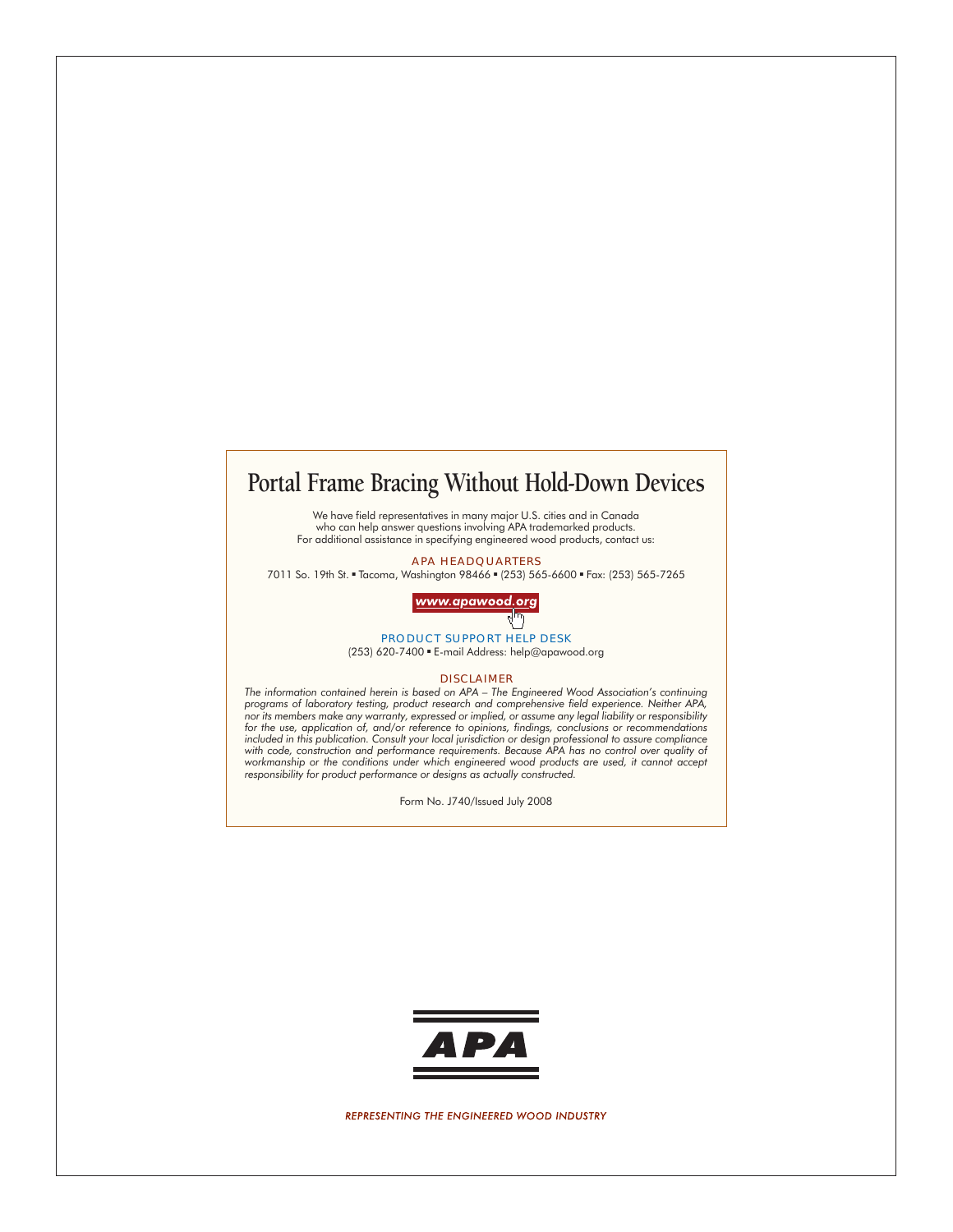# Portal Frame Bracing Without Hold-Down Devices

We have field representatives in many major U.S. cities and in Canada who can help answer questions involving APA trademarked products. For additional assistance in specifying engineered wood products, contact us:

## APA HEADQUARTERS

7011 So. 19th St. ▪ Tacoma, Washington 98466 ▪ (253) 565-6600 ▪ Fax: (253) 565-7265

www.apawood.org

## PRODUCT SUPPORT HELP DESK

(253) 620-7400 ▪ E-mail Address: help@apawood.org

## DISCLAIMER

*The information contained herein is based on APA – The Engineered Wood Association's continuing programs of laboratory testing, product research and comprehensive field experience. Neither APA, nor its members make any warranty, expressed or implied, or assume any legal liability or responsibility for the use, application of, and/or reference to opinions, findings, conclusions or recommendations included in this publication. Consult your local jurisdiction or design professional to assure compliance with code, construction and performance requirements. Because APA has no control over quality of workmanship or the conditions under which engineered wood products are used, it cannot accept responsibility for product performance or designs as actually constructed.*

Form No. J740/Issued July 2008

APA

*REPRESENTING THE ENGINEERED WOOD INDUSTRY*